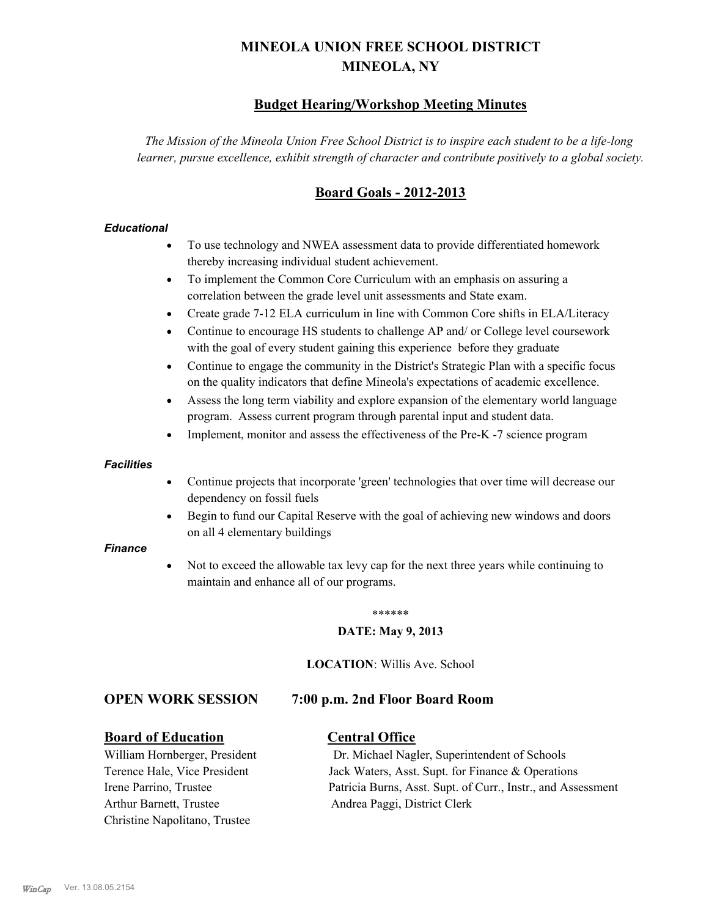# MINEOLA UNION FREE SCHOOL DISTRICT
# MINEOLA, NY

## Budget Hearing/Workshop Meeting Minutes

*The Mission of the Mineola Union Free School District is to inspire each student to be a life-long learner, pursue excellence, exhibit strength of character and contribute positively to a global society.*

## Board Goals - 2012-2013

***Educational***

- To use technology and NWEA assessment data to provide differentiated homework thereby increasing individual student achievement.
- To implement the Common Core Curriculum with an emphasis on assuring a correlation between the grade level unit assessments and State exam.
- Create grade 7-12 ELA curriculum in line with Common Core shifts in ELA/Literacy
- Continue to encourage HS students to challenge AP and/ or College level coursework with the goal of every student gaining this experience before they graduate
- Continue to engage the community in the District's Strategic Plan with a specific focus on the quality indicators that define Mineola's expectations of academic excellence.
- Assess the long term viability and explore expansion of the elementary world language program. Assess current program through parental input and student data.
- Implement, monitor and assess the effectiveness of the Pre-K -7 science program

***Facilities***

- Continue projects that incorporate 'green' technologies that over time will decrease our dependency on fossil fuels
- Begin to fund our Capital Reserve with the goal of achieving new windows and doors on all 4 elementary buildings

***Finance***

- Not to exceed the allowable tax levy cap for the next three years while continuing to maintain and enhance all of our programs.

******

**DATE: May 9, 2013**

**LOCATION**: Willis Ave. School

**OPEN WORK SESSION 7:00 p.m. 2nd Floor Board Room**

**Board of Education**

William Hornberger, President
Terence Hale, Vice President
Irene Parrino, Trustee
Arthur Barnett, Trustee
Christine Napolitano, Trustee

**Central Office**

Dr. Michael Nagler, Superintendent of Schools
Jack Waters, Asst. Supt. for Finance & Operations
Patricia Burns, Asst. Supt. of Curr., Instr., and Assessment
Andrea Paggi, District Clerk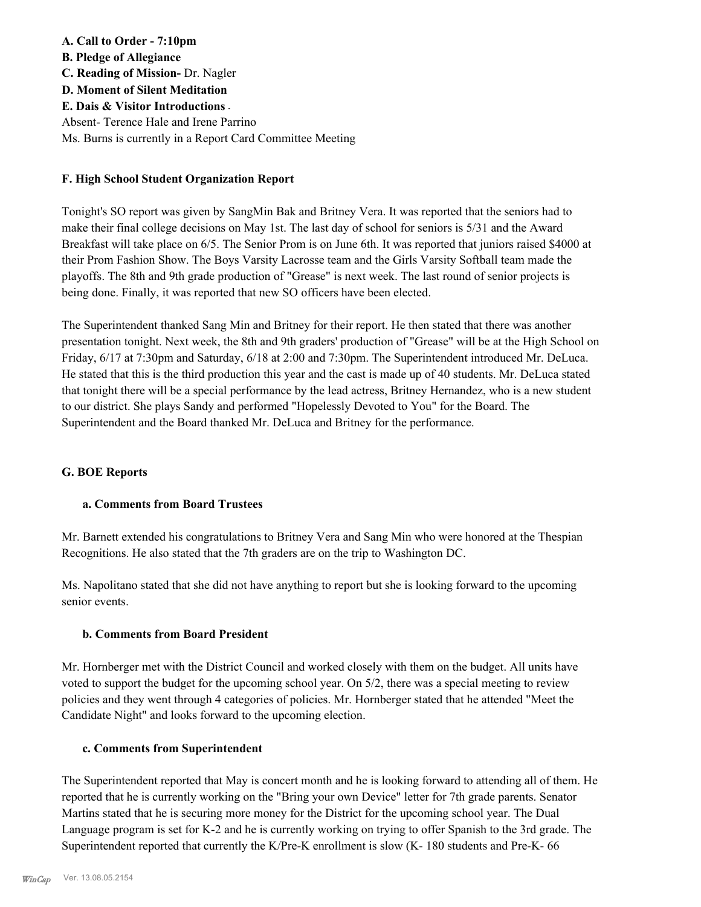**A. Call to Order - 7:10pm**
**B. Pledge of Allegiance**
**C. Reading of Mission-** Dr. Nagler
**D. Moment of Silent Meditation**
**E. Dais & Visitor Introductions** -
Absent- Terence Hale and Irene Parrino
Ms. Burns is currently in a Report Card Committee Meeting

**F. High School Student Organization Report**

Tonight's SO report was given by SangMin Bak and Britney Vera. It was reported that the seniors had to make their final college decisions on May 1st. The last day of school for seniors is 5/31 and the Award Breakfast will take place on 6/5. The Senior Prom is on June 6th. It was reported that juniors raised $4000 at their Prom Fashion Show. The Boys Varsity Lacrosse team and the Girls Varsity Softball team made the playoffs. The 8th and 9th grade production of "Grease" is next week. The last round of senior projects is being done. Finally, it was reported that new SO officers have been elected.

The Superintendent thanked Sang Min and Britney for their report. He then stated that there was another presentation tonight. Next week, the 8th and 9th graders' production of "Grease" will be at the High School on Friday, 6/17 at 7:30pm and Saturday, 6/18 at 2:00 and 7:30pm. The Superintendent introduced Mr. DeLuca. He stated that this is the third production this year and the cast is made up of 40 students. Mr. DeLuca stated that tonight there will be a special performance by the lead actress, Britney Hernandez, who is a new student to our district. She plays Sandy and performed "Hopelessly Devoted to You" for the Board. The Superintendent and the Board thanked Mr. DeLuca and Britney for the performance.

**G. BOE Reports**

**a. Comments from Board Trustees**

Mr. Barnett extended his congratulations to Britney Vera and Sang Min who were honored at the Thespian Recognitions. He also stated that the 7th graders are on the trip to Washington DC.

Ms. Napolitano stated that she did not have anything to report but she is looking forward to the upcoming senior events.

**b. Comments from Board President**

Mr. Hornberger met with the District Council and worked closely with them on the budget. All units have voted to support the budget for the upcoming school year. On 5/2, there was a special meeting to review policies and they went through 4 categories of policies. Mr. Hornberger stated that he attended "Meet the Candidate Night" and looks forward to the upcoming election.

**c. Comments from Superintendent**

The Superintendent reported that May is concert month and he is looking forward to attending all of them. He reported that he is currently working on the "Bring your own Device" letter for 7th grade parents. Senator Martins stated that he is securing more money for the District for the upcoming school year. The Dual Language program is set for K-2 and he is currently working on trying to offer Spanish to the 3rd grade. The Superintendent reported that currently the K/Pre-K enrollment is slow (K- 180 students and Pre-K- 66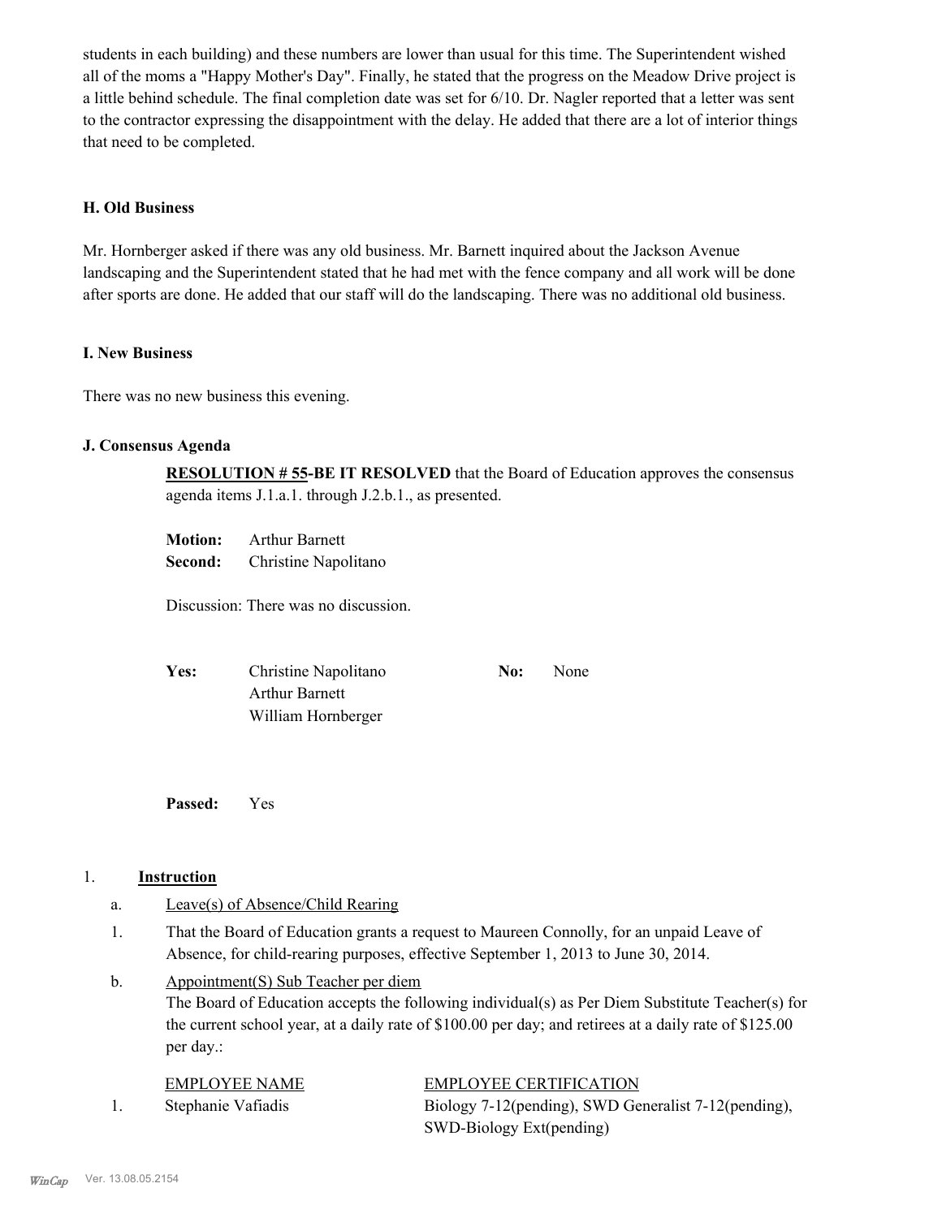students in each building) and these numbers are lower than usual for this time. The Superintendent wished all of the moms a "Happy Mother's Day". Finally, he stated that the progress on the Meadow Drive project is a little behind schedule. The final completion date was set for 6/10. Dr. Nagler reported that a letter was sent to the contractor expressing the disappointment with the delay. He added that there are a lot of interior things that need to be completed.

### H. Old Business

Mr. Hornberger asked if there was any old business. Mr. Barnett inquired about the Jackson Avenue landscaping and the Superintendent stated that he had met with the fence company and all work will be done after sports are done. He added that our staff will do the landscaping. There was no additional old business.

### I. New Business

There was no new business this evening.

### J. Consensus Agenda

**RESOLUTION # 55-BE IT RESOLVED** that the Board of Education approves the consensus agenda items J.1.a.1. through J.2.b.1., as presented.

**Motion:** Arthur Barnett
**Second:** Christine Napolitano

Discussion: There was no discussion.

**Yes:** Christine Napolitano, Arthur Barnett, William Hornberger
**No:** None

**Passed:** Yes

1. **Instruction**

a. Leave(s) of Absence/Child Rearing

1. That the Board of Education grants a request to Maureen Connolly, for an unpaid Leave of Absence, for child-rearing purposes, effective September 1, 2013 to June 30, 2014.

b. Appointment(S) Sub Teacher per diem
The Board of Education accepts the following individual(s) as Per Diem Substitute Teacher(s) for the current school year, at a daily rate of $100.00 per day; and retirees at a daily rate of $125.00 per day.:

| | EMPLOYEE NAME | EMPLOYEE CERTIFICATION |
|---|---|---|
| 1. | Stephanie Vafiadis | Biology 7-12(pending), SWD Generalist 7-12(pending), SWD-Biology Ext(pending) |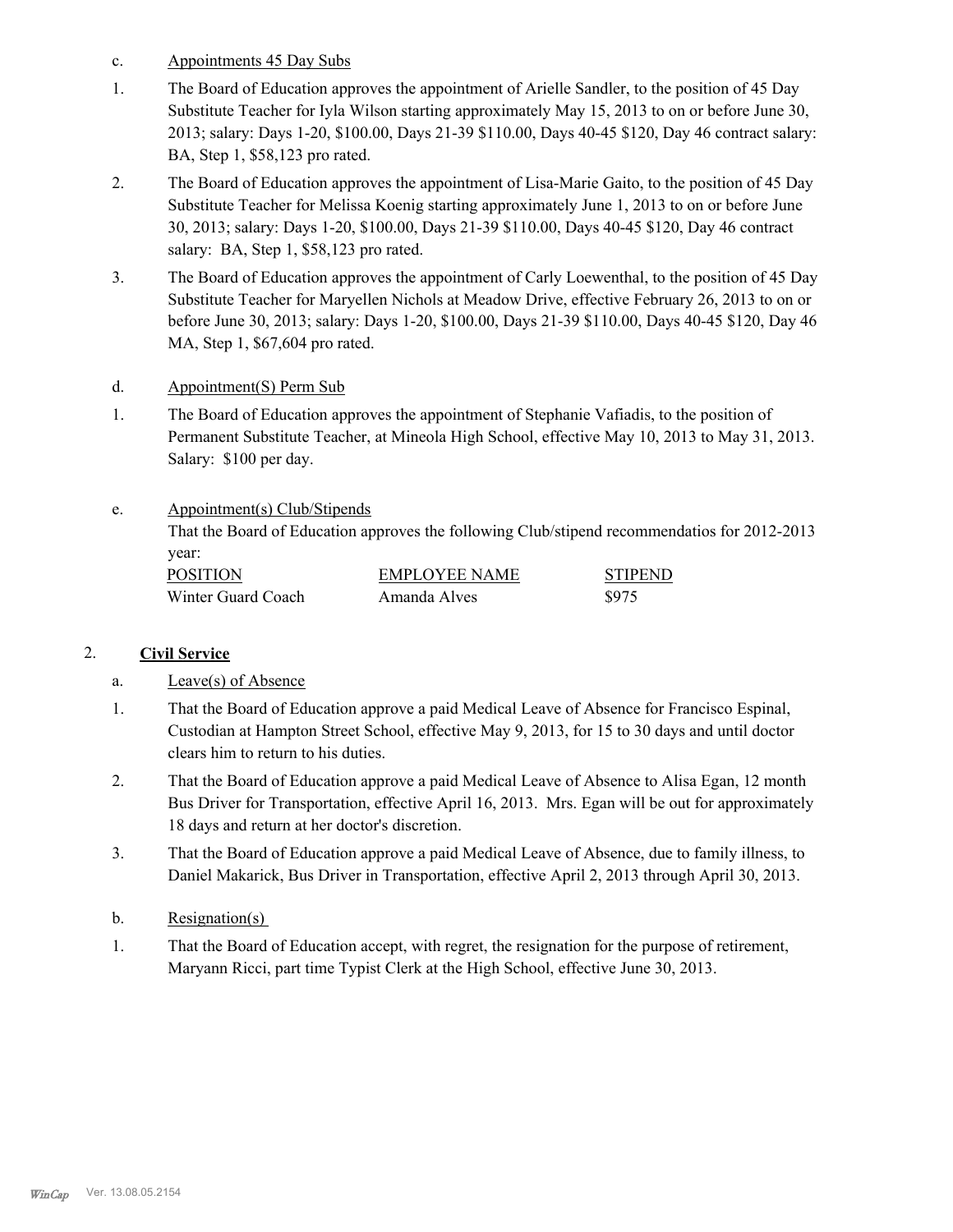c. Appointments 45 Day Subs

1. The Board of Education approves the appointment of Arielle Sandler, to the position of 45 Day Substitute Teacher for Iyla Wilson starting approximately May 15, 2013 to on or before June 30, 2013; salary: Days 1-20, $100.00, Days 21-39 $110.00, Days 40-45 $120, Day 46 contract salary: BA, Step 1, $58,123 pro rated.

2. The Board of Education approves the appointment of Lisa-Marie Gaito, to the position of 45 Day Substitute Teacher for Melissa Koenig starting approximately June 1, 2013 to on or before June 30, 2013; salary: Days 1-20, $100.00, Days 21-39 $110.00, Days 40-45 $120, Day 46 contract salary: BA, Step 1, $58,123 pro rated.

3. The Board of Education approves the appointment of Carly Loewenthal, to the position of 45 Day Substitute Teacher for Maryellen Nichols at Meadow Drive, effective February 26, 2013 to on or before June 30, 2013; salary: Days 1-20, $100.00, Days 21-39 $110.00, Days 40-45 $120, Day 46 MA, Step 1, $67,604 pro rated.

d. Appointment(S) Perm Sub

1. The Board of Education approves the appointment of Stephanie Vafiadis, to the position of Permanent Substitute Teacher, at Mineola High School, effective May 10, 2013 to May 31, 2013. Salary: $100 per day.

e. Appointment(s) Club/Stipends

That the Board of Education approves the following Club/stipend recommendatios for 2012-2013 year:

| POSITION | EMPLOYEE NAME | STIPEND |
|---|---|---|
| Winter Guard Coach | Amanda Alves | $975 |

## 2. Civil Service

a. Leave(s) of Absence

1. That the Board of Education approve a paid Medical Leave of Absence for Francisco Espinal, Custodian at Hampton Street School, effective May 9, 2013, for 15 to 30 days and until doctor clears him to return to his duties.

2. That the Board of Education approve a paid Medical Leave of Absence to Alisa Egan, 12 month Bus Driver for Transportation, effective April 16, 2013. Mrs. Egan will be out for approximately 18 days and return at her doctor's discretion.

3. That the Board of Education approve a paid Medical Leave of Absence, due to family illness, to Daniel Makarick, Bus Driver in Transportation, effective April 2, 2013 through April 30, 2013.

b. Resignation(s)

1. That the Board of Education accept, with regret, the resignation for the purpose of retirement, Maryann Ricci, part time Typist Clerk at the High School, effective June 30, 2013.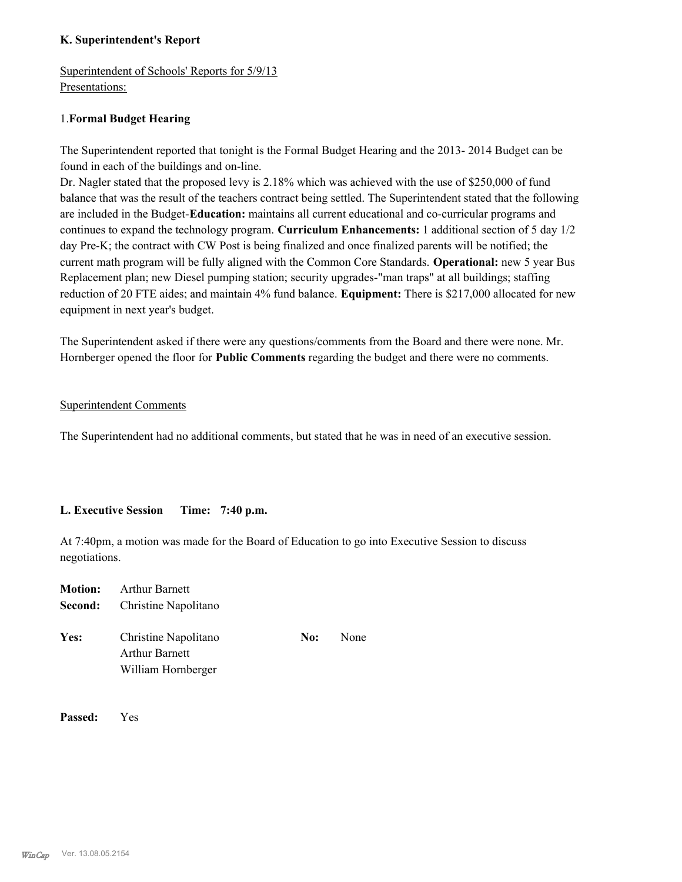### K. Superintendent's Report

Superintendent of Schools' Reports for 5/9/13
Presentations:

1. **Formal Budget Hearing**

The Superintendent reported that tonight is the Formal Budget Hearing and the 2013- 2014 Budget can be found in each of the buildings and on-line.
Dr. Nagler stated that the proposed levy is 2.18% which was achieved with the use of $250,000 of fund balance that was the result of the teachers contract being settled. The Superintendent stated that the following are included in the Budget-**Education:** maintains all current educational and co-curricular programs and continues to expand the technology program. **Curriculum Enhancements:** 1 additional section of 5 day 1/2 day Pre-K; the contract with CW Post is being finalized and once finalized parents will be notified; the current math program will be fully aligned with the Common Core Standards. **Operational:** new 5 year Bus Replacement plan; new Diesel pumping station; security upgrades-"man traps" at all buildings; staffing reduction of 20 FTE aides; and maintain 4% fund balance. **Equipment:** There is $217,000 allocated for new equipment in next year's budget.

The Superintendent asked if there were any questions/comments from the Board and there were none. Mr. Hornberger opened the floor for **Public Comments** regarding the budget and there were no comments.

Superintendent Comments

The Superintendent had no additional comments, but stated that he was in need of an executive session.

### L. Executive Session Time: 7:40 p.m.

At 7:40pm, a motion was made for the Board of Education to go into Executive Session to discuss negotiations.

**Motion:** Arthur Barnett
**Second:** Christine Napolitano

**Yes:** Christine Napolitano
Arthur Barnett
William Hornberger

**No:** None

**Passed:** Yes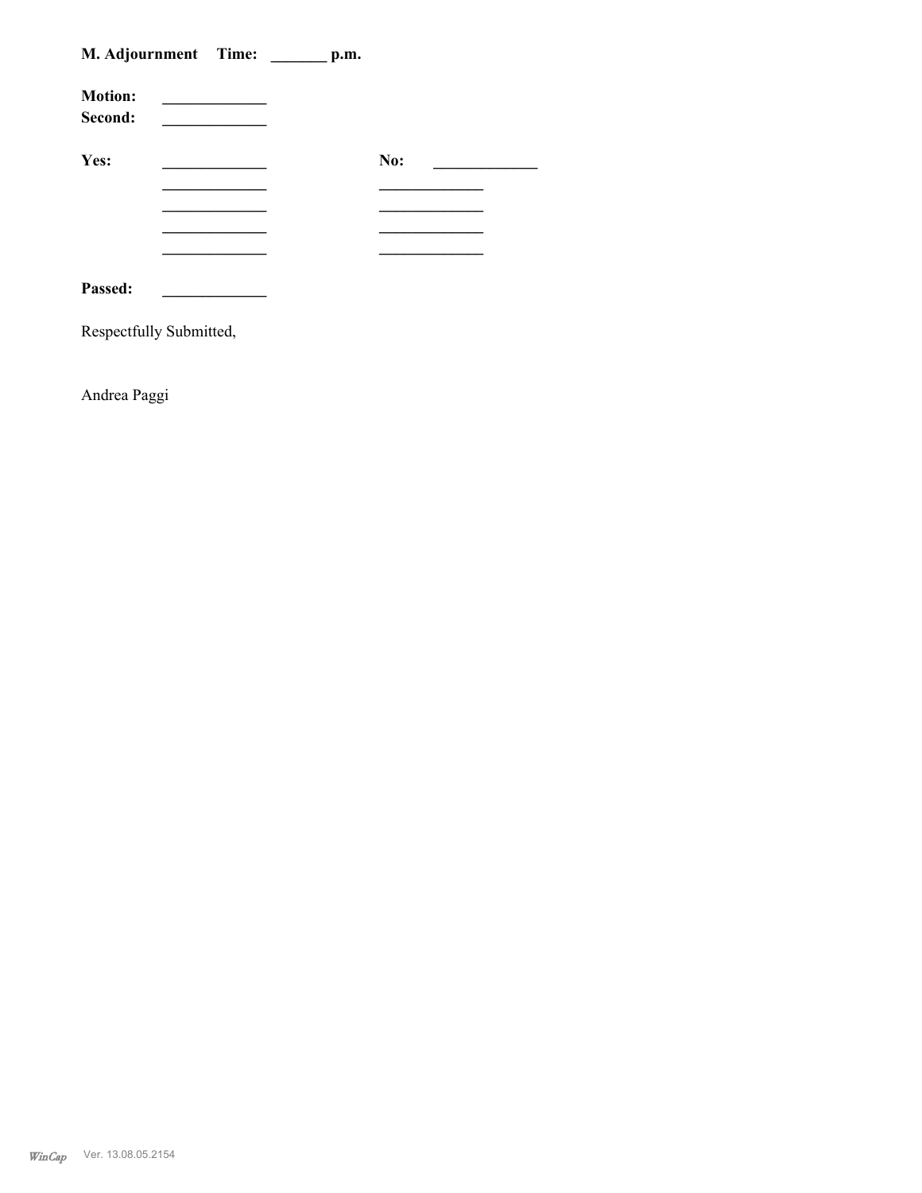**M. Adjournment Time: _______ p.m.**

**Motion:** _____________
**Second:** _____________

| | | | |
|---|---|---|---|
| **Yes:** | _____________ | **No:** | _____________ |
| | _____________ | | _____________ |
| | _____________ | | _____________ |
| | _____________ | | _____________ |
| | _____________ | | _____________ |

**Passed:** _____________

Respectfully Submitted,

Andrea Paggi

*WinCap* Ver. 13.08.05.2154